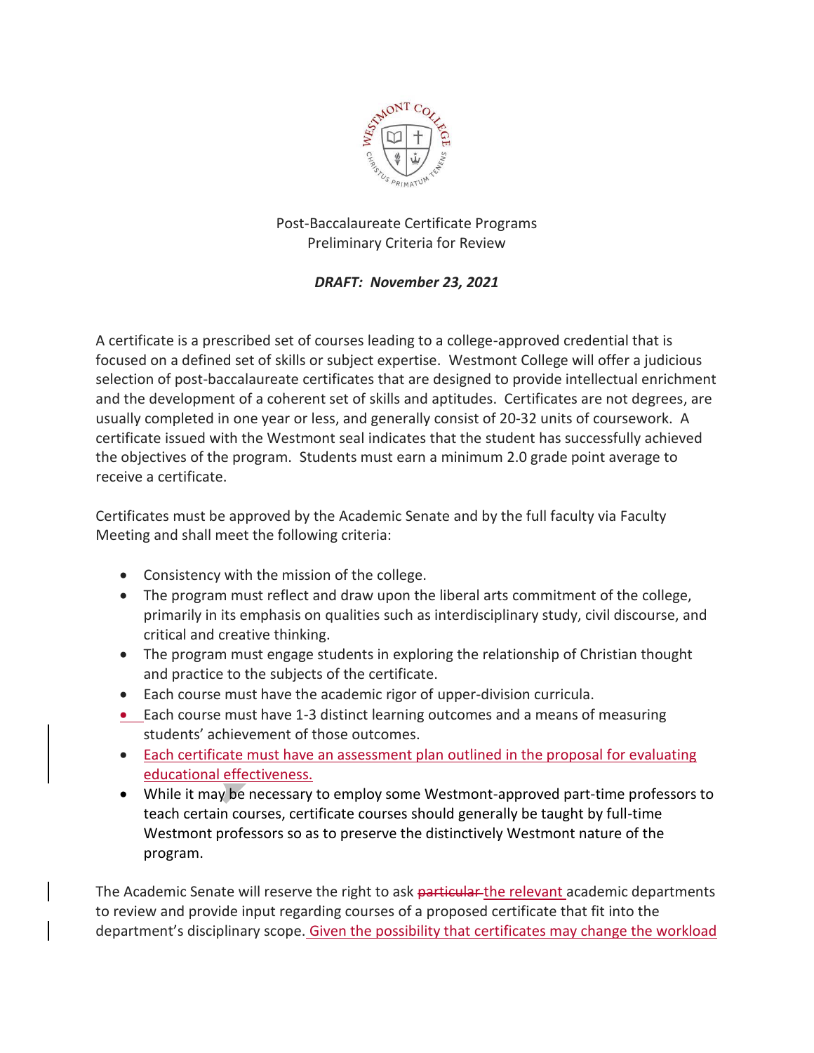Post-Baccalaureate Certificate Programs
Preliminary Criteria for Review

***DRAFT: November 23, 2021***

A certificate is a prescribed set of courses leading to a college-approved credential that is focused on a defined set of skills or subject expertise. Westmont College will offer a judicious selection of post-baccalaureate certificates that are designed to provide intellectual enrichment and the development of a coherent set of skills and aptitudes. Certificates are not degrees, are usually completed in one year or less, and generally consist of 20-32 units of coursework. A certificate issued with the Westmont seal indicates that the student has successfully achieved the objectives of the program. Students must earn a minimum 2.0 grade point average to receive a certificate.

Certificates must be approved by the Academic Senate and by the full faculty via Faculty Meeting and shall meet the following criteria:

- Consistency with the mission of the college.
- The program must reflect and draw upon the liberal arts commitment of the college, primarily in its emphasis on qualities such as interdisciplinary study, civil discourse, and critical and creative thinking.
- The program must engage students in exploring the relationship of Christian thought and practice to the subjects of the certificate.
- Each course must have the academic rigor of upper-division curricula.
- Each course must have 1-3 distinct learning outcomes and a means of measuring students' achievement of those outcomes.
- Each certificate must have an assessment plan outlined in the proposal for evaluating educational effectiveness.
- While it may be necessary to employ some Westmont-approved part-time professors to teach certain courses, certificate courses should generally be taught by full-time Westmont professors so as to preserve the distinctively Westmont nature of the program.

The Academic Senate will reserve the right to ask ~~particular~~ the relevant academic departments to review and provide input regarding courses of a proposed certificate that fit into the department's disciplinary scope. Given the possibility that certificates may change the workload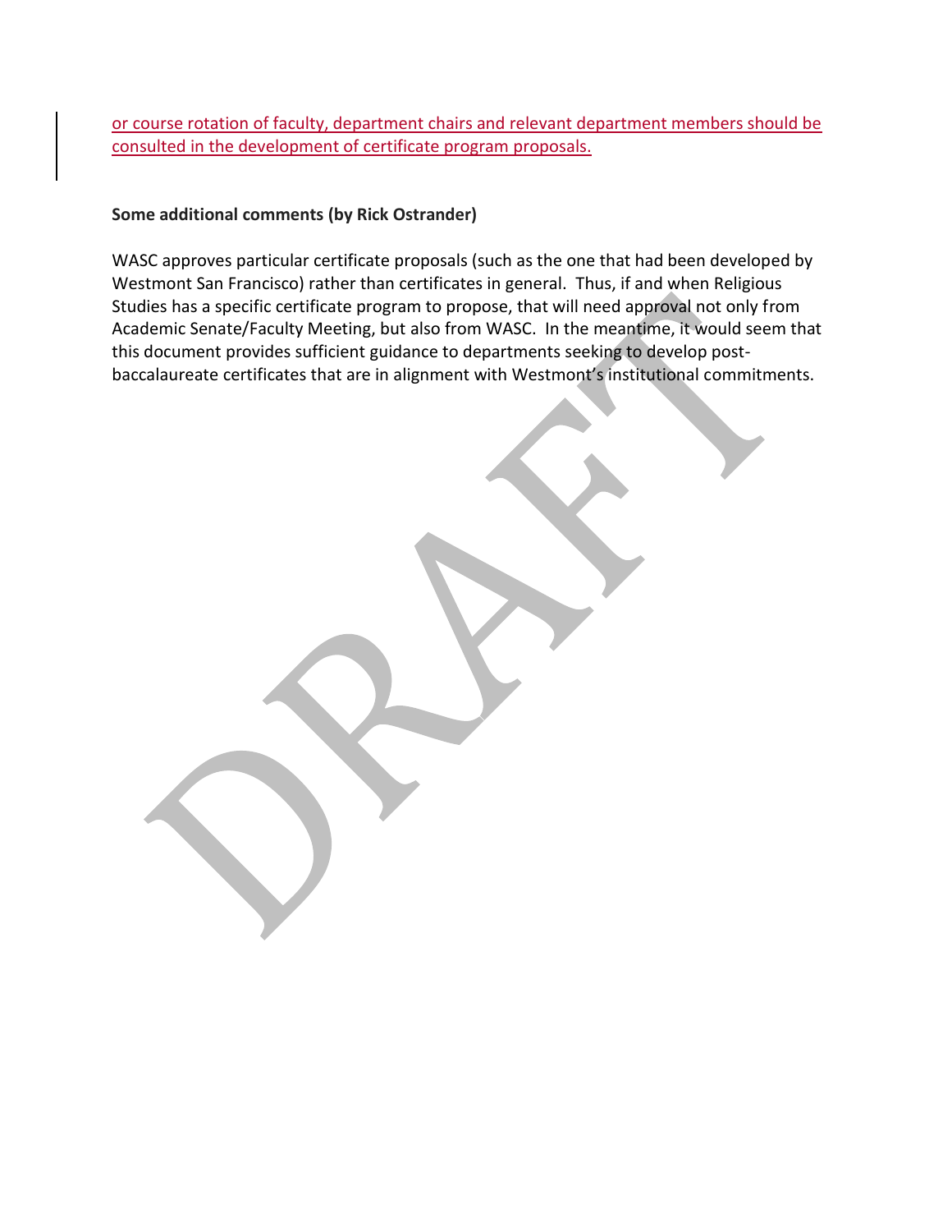or course rotation of faculty, department chairs and relevant department members should be consulted in the development of certificate program proposals.

**Some additional comments (by Rick Ostrander)**

WASC approves particular certificate proposals (such as the one that had been developed by Westmont San Francisco) rather than certificates in general. Thus, if and when Religious Studies has a specific certificate program to propose, that will need approval not only from Academic Senate/Faculty Meeting, but also from WASC. In the meantime, it would seem that this document provides sufficient guidance to departments seeking to develop post-baccalaureate certificates that are in alignment with Westmont's institutional commitments.